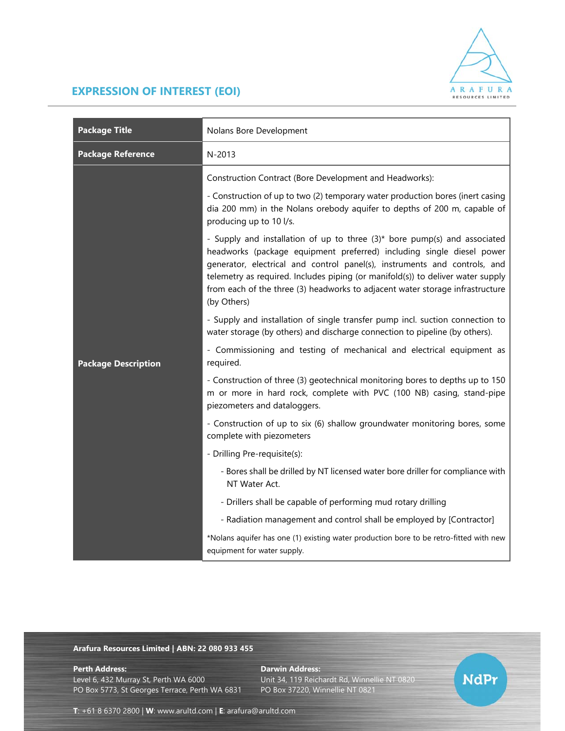# EXPRESSION OF INTEREST (EOI)

| | |
|---|---|
| **Package Title** | Nolans Bore Development |
| **Package Reference** | N-2013 |
| **Package Description** | Construction Contract (Bore Development and Headworks):<br><br>- Construction of up to two (2) temporary water production bores (inert casing dia 200 mm) in the Nolans orebody aquifer to depths of 200 m, capable of producing up to 10 l/s.<br><br>- Supply and installation of up to three (3)* bore pump(s) and associated headworks (package equipment preferred) including single diesel power generator, electrical and control panel(s), instruments and controls, and telemetry as required. Includes piping (or manifold(s)) to deliver water supply from each of the three (3) headworks to adjacent water storage infrastructure (by Others)<br><br>- Supply and installation of single transfer pump incl. suction connection to water storage (by others) and discharge connection to pipeline (by others).<br><br>- Commissioning and testing of mechanical and electrical equipment as required.<br><br>- Construction of three (3) geotechnical monitoring bores to depths up to 150 m or more in hard rock, complete with PVC (100 NB) casing, stand-pipe piezometers and dataloggers.<br><br>- Construction of up to six (6) shallow groundwater monitoring bores, some complete with piezometers<br><br>- Drilling Pre-requisite(s):<br><br>  - Bores shall be drilled by NT licensed water bore driller for compliance with NT Water Act.<br><br>  - Drillers shall be capable of performing mud rotary drilling<br><br>  - Radiation management and control shall be employed by [Contractor]<br><br>*Nolans aquifer has one (1) existing water production bore to be retro-fitted with new equipment for water supply. |

**Arafura Resources Limited | ABN: 22 080 933 455**

**Perth Address:**
Level 6, 432 Murray St, Perth WA 6000
PO Box 5773, St Georges Terrace, Perth WA 6831

**Darwin Address:**
Unit 34, 119 Reichardt Rd, Winnellie NT 0820
PO Box 37220, Winnellie NT 0821

**T**: +61 8 6370 2800 | **W**: www.arultd.com | **E**: arafura@arultd.com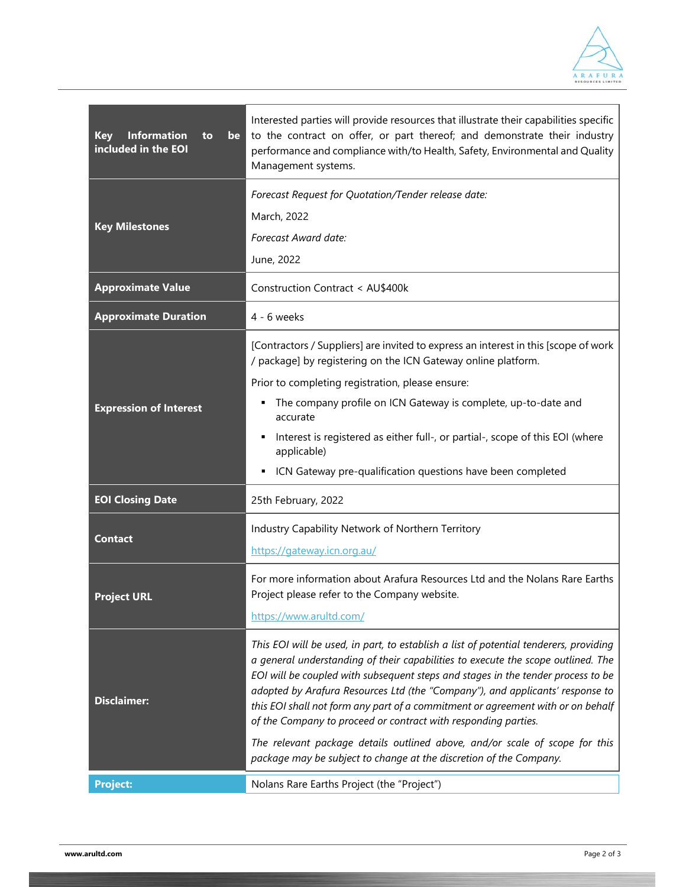| | |
|---|---|
| **Key Information to be included in the EOI** | Interested parties will provide resources that illustrate their capabilities specific to the contract on offer, or part thereof; and demonstrate their industry performance and compliance with/to Health, Safety, Environmental and Quality Management systems. |
| **Key Milestones** | *Forecast Request for Quotation/Tender release date:*<br>March, 2022<br>*Forecast Award date:*<br>June, 2022 |
| **Approximate Value** | Construction Contract < AU$400k |
| **Approximate Duration** | 4 - 6 weeks |
| **Expression of Interest** | [Contractors / Suppliers] are invited to express an interest in this [scope of work / package] by registering on the ICN Gateway online platform.<br>Prior to completing registration, please ensure:<br>▪ The company profile on ICN Gateway is complete, up-to-date and accurate<br>▪ Interest is registered as either full-, or partial-, scope of this EOI (where applicable)<br>▪ ICN Gateway pre-qualification questions have been completed |
| **EOI Closing Date** | 25th February, 2022 |
| **Contact** | Industry Capability Network of Northern Territory<br>https://gateway.icn.org.au/ |
| **Project URL** | For more information about Arafura Resources Ltd and the Nolans Rare Earths Project please refer to the Company website.<br>https://www.arultd.com/ |
| **Disclaimer:** | *This EOI will be used, in part, to establish a list of potential tenderers, providing a general understanding of their capabilities to execute the scope outlined. The EOI will be coupled with subsequent steps and stages in the tender process to be adopted by Arafura Resources Ltd (the "Company"), and applicants' response to this EOI shall not form any part of a commitment or agreement with or on behalf of the Company to proceed or contract with responding parties.*<br>*The relevant package details outlined above, and/or scale of scope for this package may be subject to change at the discretion of the Company.* |
| **Project:** | Nolans Rare Earths Project (the "Project") |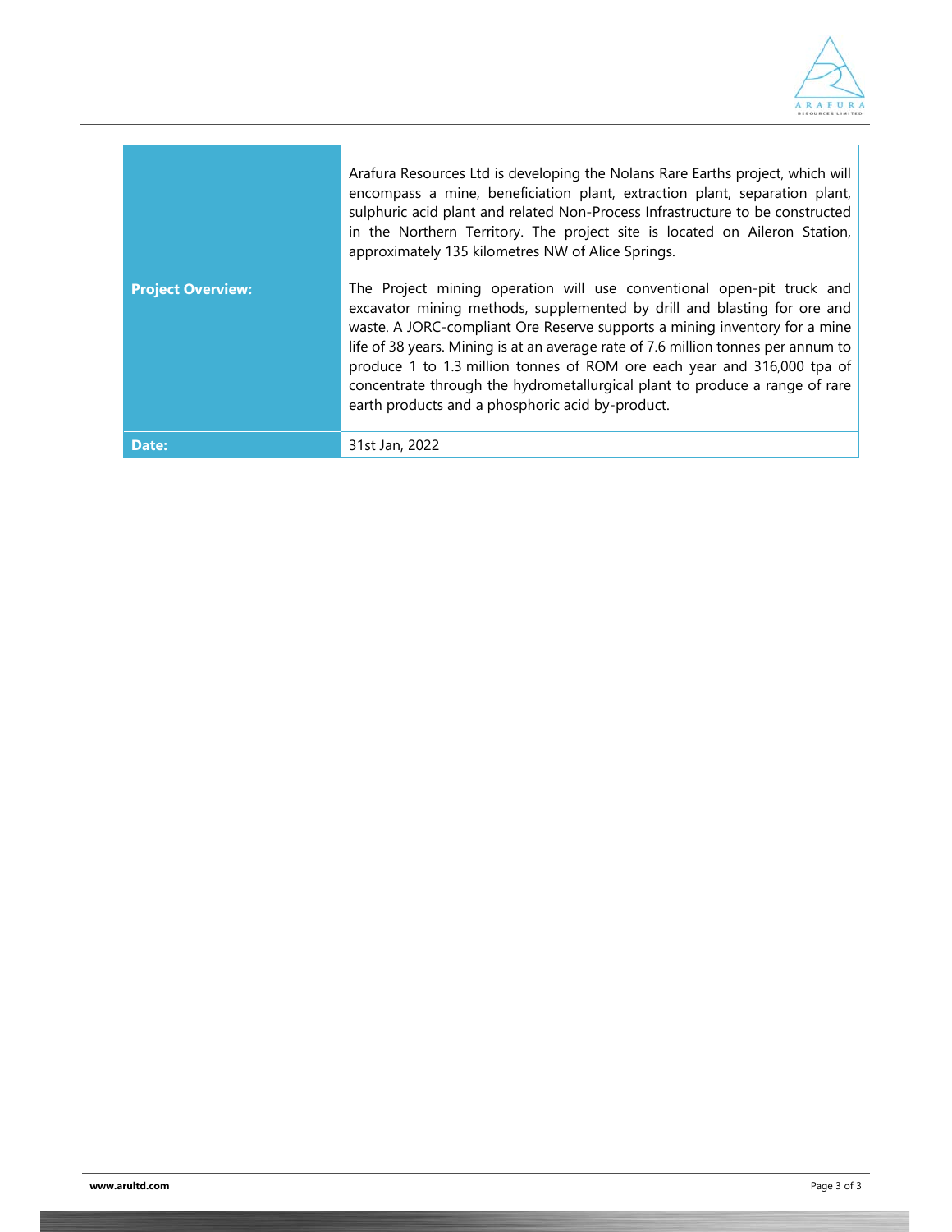| | |
|---|---|
| **Project Overview:** | Arafura Resources Ltd is developing the Nolans Rare Earths project, which will encompass a mine, beneficiation plant, extraction plant, separation plant, sulphuric acid plant and related Non-Process Infrastructure to be constructed in the Northern Territory. The project site is located on Aileron Station, approximately 135 kilometres NW of Alice Springs.<br><br>The Project mining operation will use conventional open-pit truck and excavator mining methods, supplemented by drill and blasting for ore and waste. A JORC-compliant Ore Reserve supports a mining inventory for a mine life of 38 years. Mining is at an average rate of 7.6 million tonnes per annum to produce 1 to 1.3 million tonnes of ROM ore each year and 316,000 tpa of concentrate through the hydrometallurgical plant to produce a range of rare earth products and a phosphoric acid by-product. |
| **Date:** | 31st Jan, 2022 |